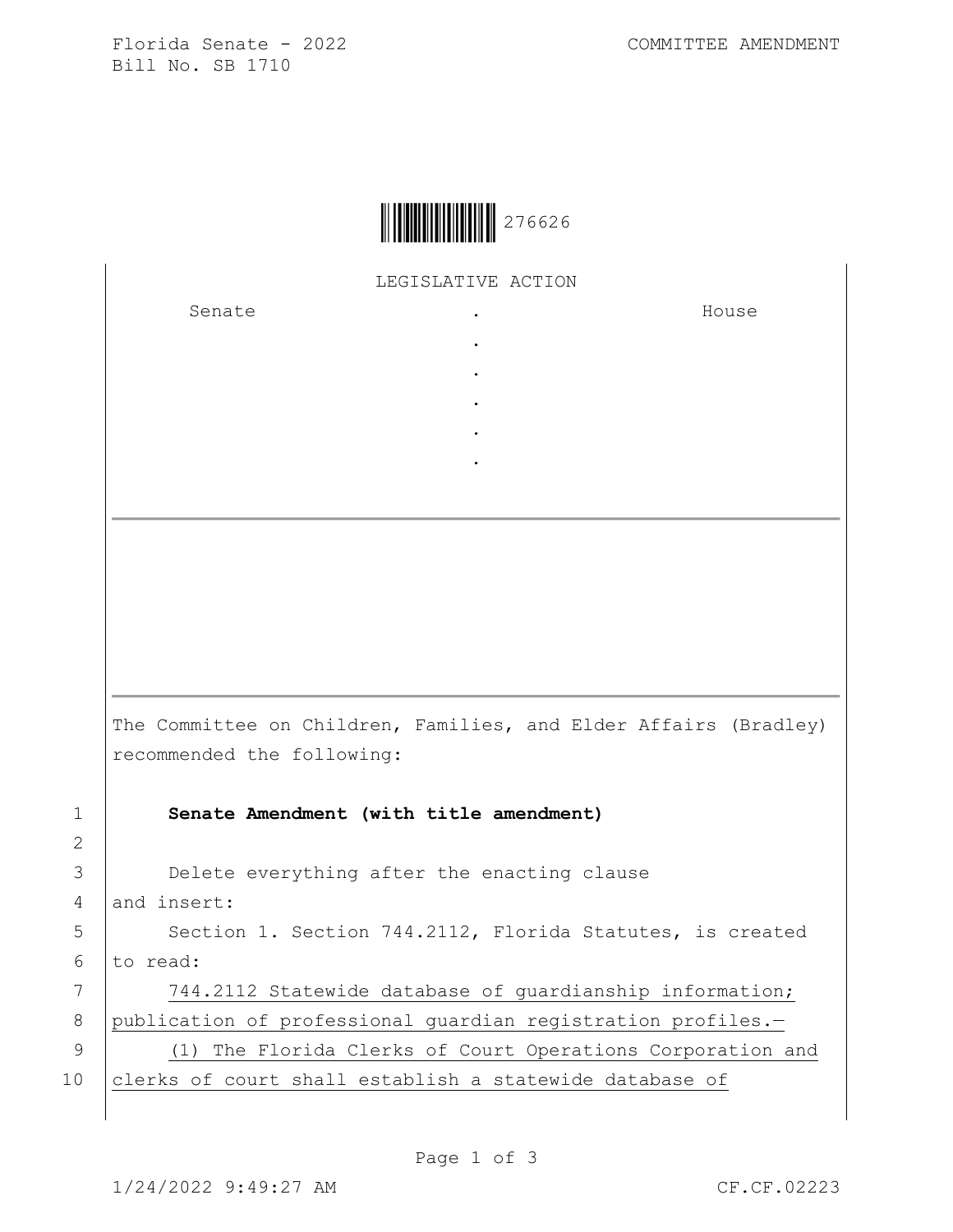Florida Senate - 2022
Bill No. SB 1710

COMMITTEE AMENDMENT

276626

LEGISLATIVE ACTION

| Senate | . | House |
|---|---|---|
| | . | |
| | . | |
| | . | |
| | . | |
| | . | |

The Committee on Children, Families, and Elder Affairs (Bradley) recommended the following:

1 **Senate Amendment (with title amendment)**

2

3 Delete everything after the enacting clause

4 and insert:

5 Section 1. Section 744.2112, Florida Statutes, is created

6 to read:

7 744.2112 Statewide database of guardianship information;

8 publication of professional guardian registration profiles.—

9 (1) The Florida Clerks of Court Operations Corporation and

10 clerks of court shall establish a statewide database of

1/24/2022 9:49:27 AM CF.CF.02223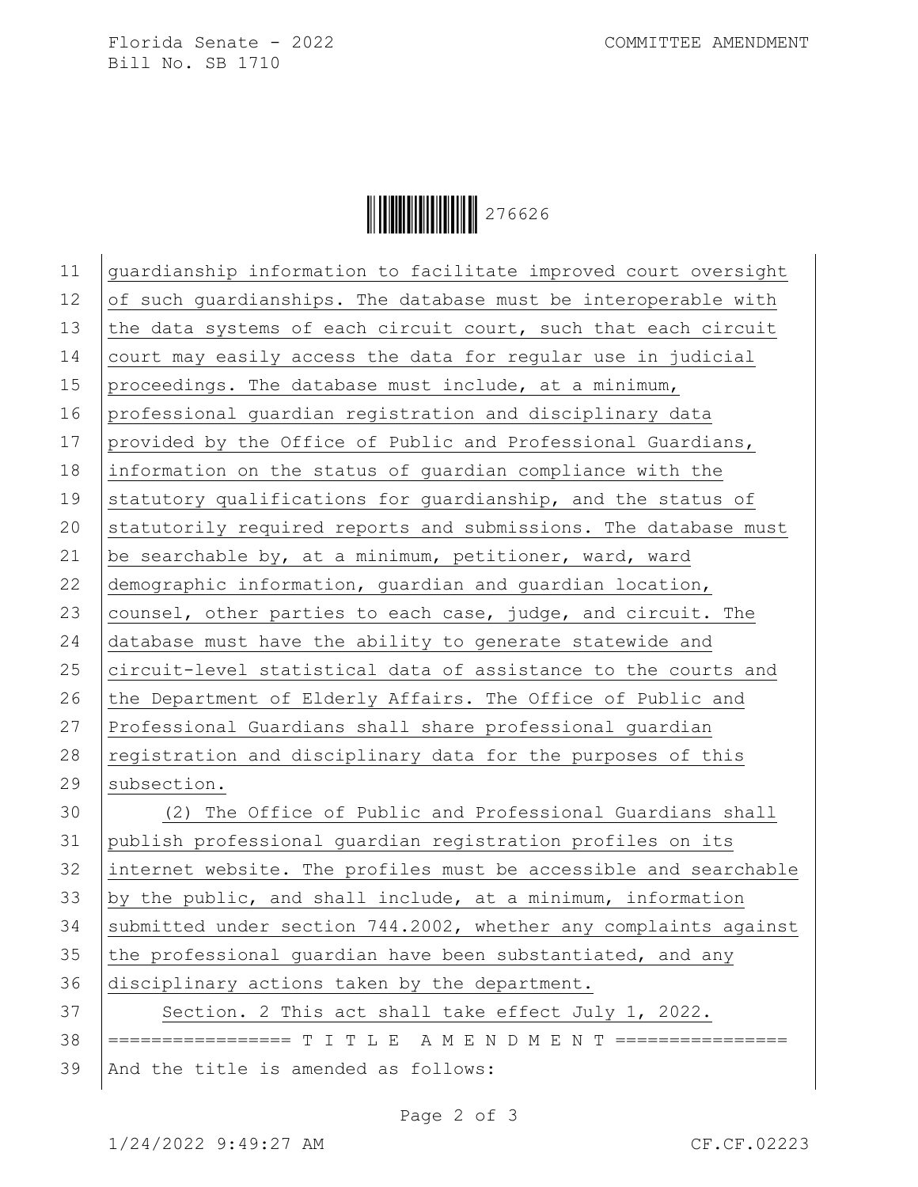guardianship information to facilitate improved court oversight of such guardianships. The database must be interoperable with the data systems of each circuit court, such that each circuit court may easily access the data for regular use in judicial proceedings. The database must include, at a minimum, professional guardian registration and disciplinary data provided by the Office of Public and Professional Guardians, information on the status of guardian compliance with the statutory qualifications for guardianship, and the status of statutorily required reports and submissions. The database must be searchable by, at a minimum, petitioner, ward, ward demographic information, guardian and guardian location, counsel, other parties to each case, judge, and circuit. The database must have the ability to generate statewide and circuit-level statistical data of assistance to the courts and the Department of Elderly Affairs. The Office of Public and Professional Guardians shall share professional guardian registration and disciplinary data for the purposes of this subsection.

(2) The Office of Public and Professional Guardians shall publish professional guardian registration profiles on its internet website. The profiles must be accessible and searchable by the public, and shall include, at a minimum, information submitted under section 744.2002, whether any complaints against the professional guardian have been substantiated, and any disciplinary actions taken by the department.

Section. 2 This act shall take effect July 1, 2022.

================= T I T L E  A M E N D M E N T ================

And the title is amended as follows: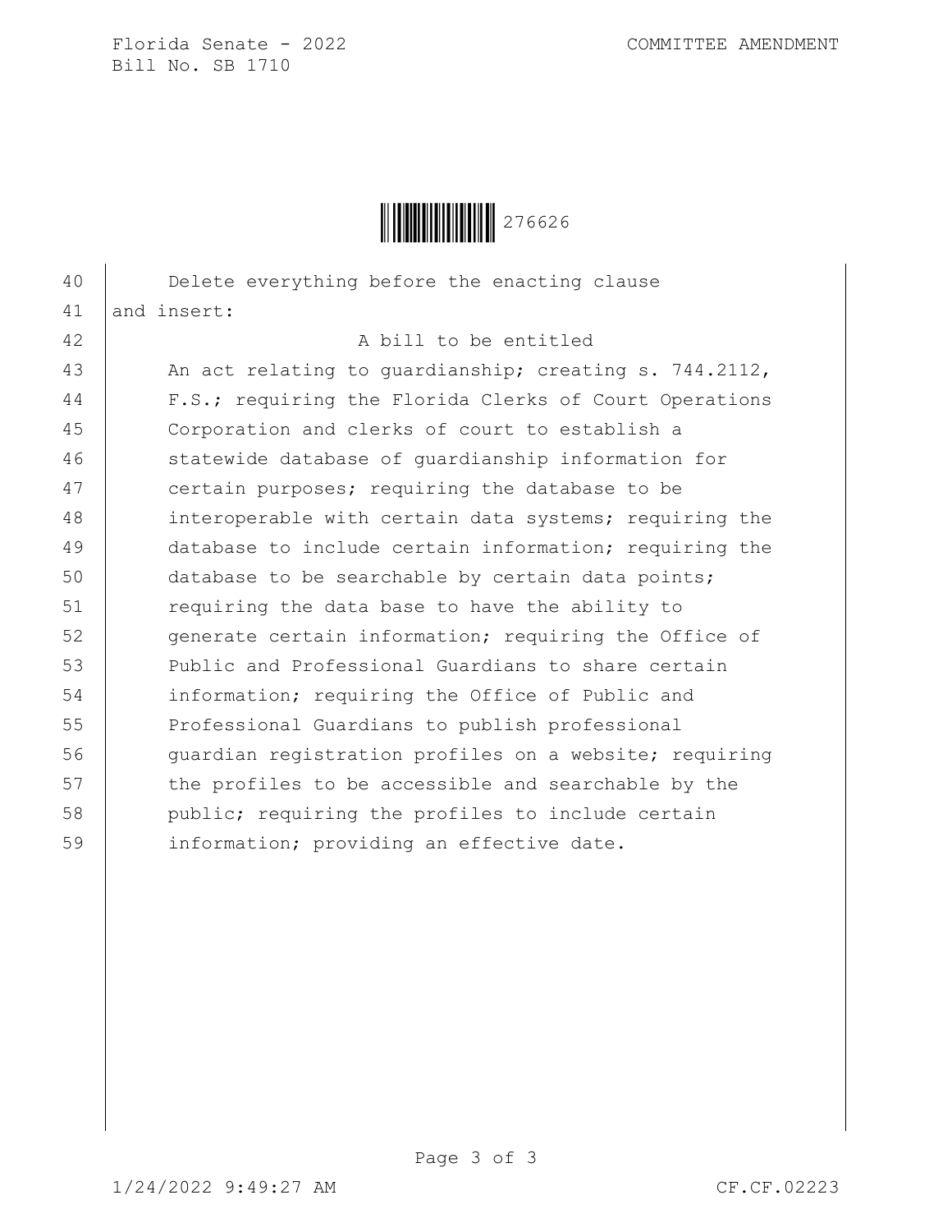Delete everything before the enacting clause
and insert:

A bill to be entitled

An act relating to guardianship; creating s. 744.2112, F.S.; requiring the Florida Clerks of Court Operations Corporation and clerks of court to establish a statewide database of guardianship information for certain purposes; requiring the database to be interoperable with certain data systems; requiring the database to include certain information; requiring the database to be searchable by certain data points; requiring the data base to have the ability to generate certain information; requiring the Office of Public and Professional Guardians to share certain information; requiring the Office of Public and Professional Guardians to publish professional guardian registration profiles on a website; requiring the profiles to be accessible and searchable by the public; requiring the profiles to include certain information; providing an effective date.